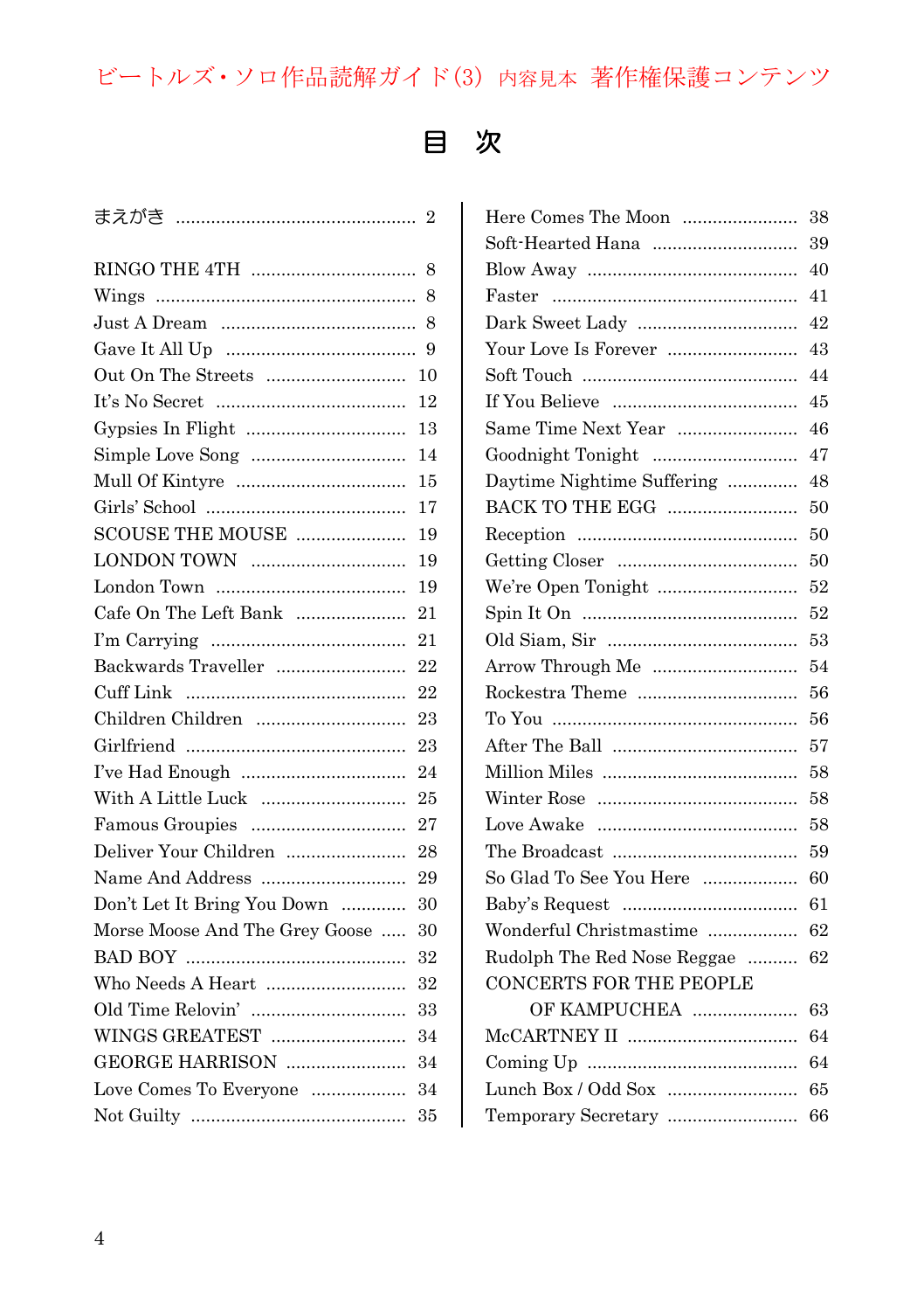ビートルズ・ソロ作品読解ガイド(3) 内容見本 著作権保護コンテンツ

# 目 次

まえがき ........................................ 2

RINGO THE 4TH ........................................ 8
Wings ........................................ 8
Just A Dream ........................................ 8
Gave It All Up ........................................ 9
Out On The Streets ........................................ 10
It's No Secret ........................................ 12
Gypsies In Flight ........................................ 13
Simple Love Song ........................................ 14
Mull Of Kintyre ........................................ 15
Girls' School ........................................ 17
SCOUSE THE MOUSE ........................................ 19
LONDON TOWN ........................................ 19
London Town ........................................ 19
Cafe On The Left Bank ........................................ 21
I'm Carrying ........................................ 21
Backwards Traveller ........................................ 22
Cuff Link ........................................ 22
Children Children ........................................ 23
Girlfriend ........................................ 23
I've Had Enough ........................................ 24
With A Little Luck ........................................ 25
Famous Groupies ........................................ 27
Deliver Your Children ........................................ 28
Name And Address ........................................ 29
Don't Let It Bring You Down ........................................ 30
Morse Moose And The Grey Goose ........................................ 30
BAD BOY ........................................ 32
Who Needs A Heart ........................................ 32
Old Time Relovin' ........................................ 33
WINGS GREATEST ........................................ 34
GEORGE HARRISON ........................................ 34
Love Comes To Everyone ........................................ 34
Not Guilty ........................................ 35
Here Comes The Moon ........................................ 38
Soft-Hearted Hana ........................................ 39
Blow Away ........................................ 40
Faster ........................................ 41
Dark Sweet Lady ........................................ 42
Your Love Is Forever ........................................ 43
Soft Touch ........................................ 44
If You Believe ........................................ 45
Same Time Next Year ........................................ 46
Goodnight Tonight ........................................ 47
Daytime Nightime Suffering ........................................ 48
BACK TO THE EGG ........................................ 50
Reception ........................................ 50
Getting Closer ........................................ 50
We're Open Tonight ........................................ 52
Spin It On ........................................ 52
Old Siam, Sir ........................................ 53
Arrow Through Me ........................................ 54
Rockestra Theme ........................................ 56
To You ........................................ 56
After The Ball ........................................ 57
Million Miles ........................................ 58
Winter Rose ........................................ 58
Love Awake ........................................ 58
The Broadcast ........................................ 59
So Glad To See You Here ........................................ 60
Baby's Request ........................................ 61
Wonderful Christmastime ........................................ 62
Rudolph The Red Nose Reggae ........................................ 62
CONCERTS FOR THE PEOPLE OF KAMPUCHEA ........................................ 63
McCARTNEY II ........................................ 64
Coming Up ........................................ 64
Lunch Box / Odd Sox ........................................ 65
Temporary Secretary ........................................ 66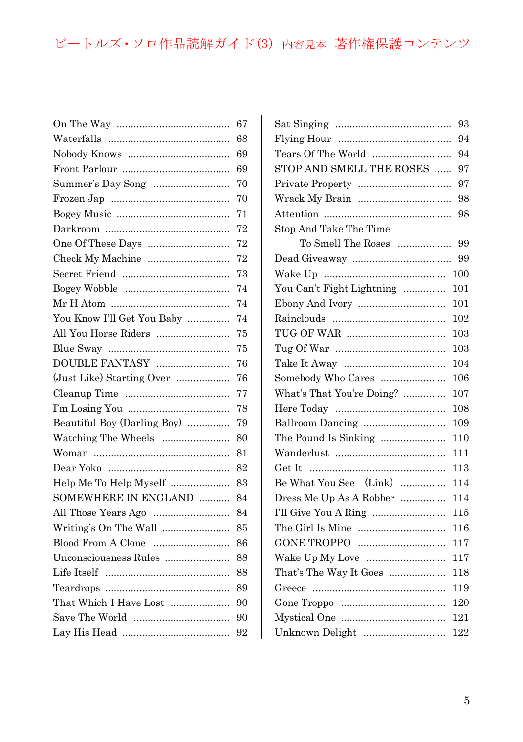ビートルズ・ソロ作品読解ガイド(3) 内容見本 著作権保護コンテンツ

On The Way ........ 67
Waterfalls ........ 68
Nobody Knows ........ 69
Front Parlour ........ 69
Summer's Day Song ........ 70
Frozen Jap ........ 70
Bogey Music ........ 71
Darkroom ........ 72
One Of These Days ........ 72
Check My Machine ........ 72
Secret Friend ........ 73
Bogey Wobble ........ 74
Mr H Atom ........ 74
You Know I'll Get You Baby ........ 74
All You Horse Riders ........ 75
Blue Sway ........ 75
DOUBLE FANTASY ........ 76
(Just Like) Starting Over ........ 76
Cleanup Time ........ 77
I'm Losing You ........ 78
Beautiful Boy (Darling Boy) ........ 79
Watching The Wheels ........ 80
Woman ........ 81
Dear Yoko ........ 82
Help Me To Help Myself ........ 83
SOMEWHERE IN ENGLAND ........ 84
All Those Years Ago ........ 84
Writing's On The Wall ........ 85
Blood From A Clone ........ 86
Unconsciousness Rules ........ 88
Life Itself ........ 88
Teardrops ........ 89
That Which I Have Lost ........ 90
Save The World ........ 90
Lay His Head ........ 92
Sat Singing ........ 93
Flying Hour ........ 94
Tears Of The World ........ 94
STOP AND SMELL THE ROSES ........ 97
Private Property ........ 97
Wrack My Brain ........ 98
Attention ........ 98
Stop And Take The Time
　To Smell The Roses ........ 99
Dead Giveaway ........ 99
Wake Up ........ 100
You Can't Fight Lightning ........ 101
Ebony And Ivory ........ 101
Rainclouds ........ 102
TUG OF WAR ........ 103
Tug Of War ........ 103
Take It Away ........ 104
Somebody Who Cares ........ 106
What's That You're Doing? ........ 107
Here Today ........ 108
Ballroom Dancing ........ 109
The Pound Is Sinking ........ 110
Wanderlust ........ 111
Get It ........ 113
Be What You See (Link) ........ 114
Dress Me Up As A Robber ........ 114
I'll Give You A Ring ........ 115
The Girl Is Mine ........ 116
GONE TROPPO ........ 117
Wake Up My Love ........ 117
That's The Way It Goes ........ 118
Greece ........ 119
Gone Troppo ........ 120
Mystical One ........ 121
Unknown Delight ........ 122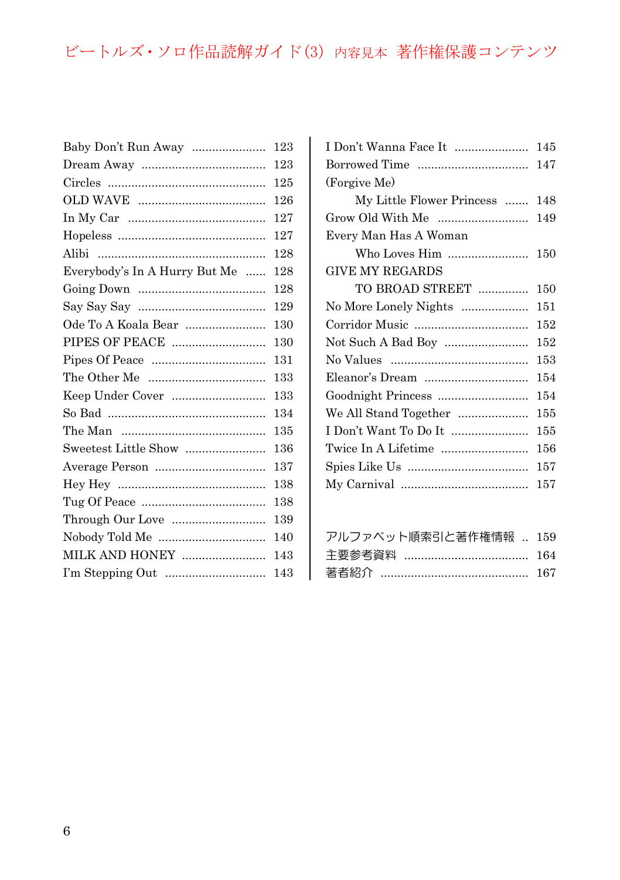ビートルズ・ソロ作品読解ガイド(3) 内容見本 著作権保護コンテンツ

| | |
|---|---|
| Baby Don't Run Away | 123 |
| Dream Away | 123 |
| Circles | 125 |
| OLD WAVE | 126 |
| In My Car | 127 |
| Hopeless | 127 |
| Alibi | 128 |
| Everybody's In A Hurry But Me | 128 |
| Going Down | 128 |
| Say Say Say | 129 |
| Ode To A Koala Bear | 130 |
| PIPES OF PEACE | 130 |
| Pipes Of Peace | 131 |
| The Other Me | 133 |
| Keep Under Cover | 133 |
| So Bad | 134 |
| The Man | 135 |
| Sweetest Little Show | 136 |
| Average Person | 137 |
| Hey Hey | 138 |
| Tug Of Peace | 138 |
| Through Our Love | 139 |
| Nobody Told Me | 140 |
| MILK AND HONEY | 143 |
| I'm Stepping Out | 143 |
| I Don't Wanna Face It | 145 |
| Borrowed Time | 147 |
| (Forgive Me) My Little Flower Princess | 148 |
| Grow Old With Me | 149 |
| Every Man Has A Woman Who Loves Him | 150 |
| GIVE MY REGARDS TO BROAD STREET | 150 |
| No More Lonely Nights | 151 |
| Corridor Music | 152 |
| Not Such A Bad Boy | 152 |
| No Values | 153 |
| Eleanor's Dream | 154 |
| Goodnight Princess | 154 |
| We All Stand Together | 155 |
| I Don't Want To Do It | 155 |
| Twice In A Lifetime | 156 |
| Spies Like Us | 157 |
| My Carnival | 157 |
| アルファベット順索引と著作権情報 | 159 |
| 主要参考資料 | 164 |
| 著者紹介 | 167 |